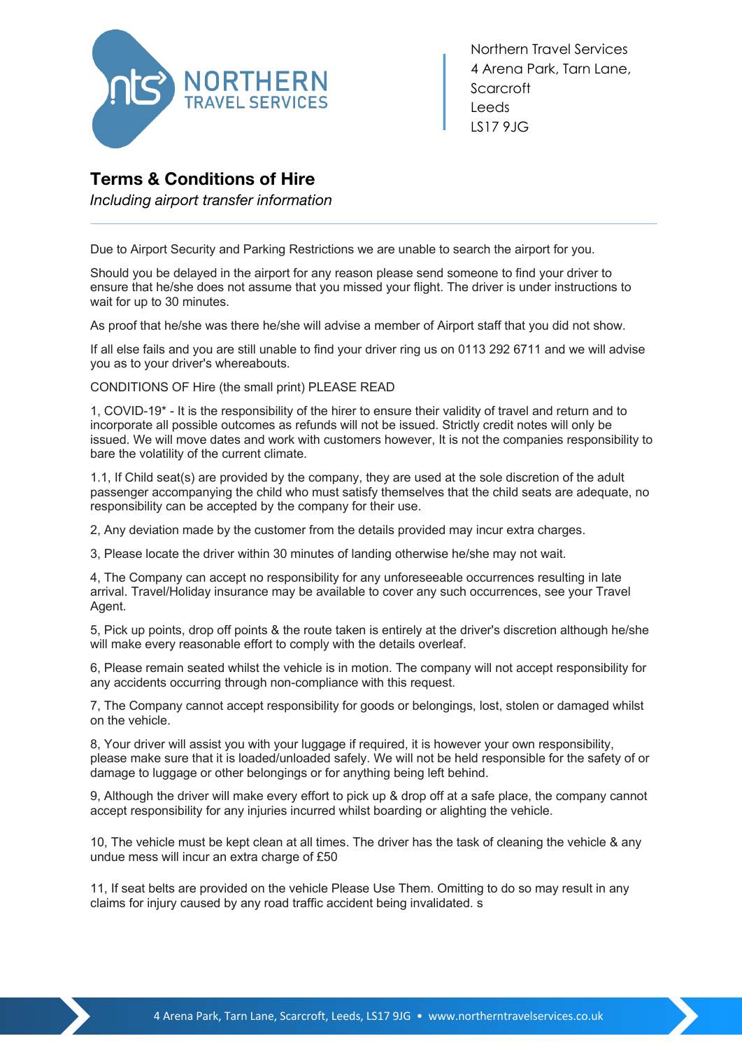Northern Travel Services
4 Arena Park, Tarn Lane,
Scarcroft
Leeds
LS17 9JG

# Terms & Conditions of Hire

*Including airport transfer information*

---

Due to Airport Security and Parking Restrictions we are unable to search the airport for you.

Should you be delayed in the airport for any reason please send someone to find your driver to ensure that he/she does not assume that you missed your flight. The driver is under instructions to wait for up to 30 minutes.

As proof that he/she was there he/she will advise a member of Airport staff that you did not show.

If all else fails and you are still unable to find your driver ring us on 0113 292 6711 and we will advise you as to your driver's whereabouts.

CONDITIONS OF Hire (the small print) PLEASE READ

1, COVID-19* - It is the responsibility of the hirer to ensure their validity of travel and return and to incorporate all possible outcomes as refunds will not be issued. Strictly credit notes will only be issued. We will move dates and work with customers however, It is not the companies responsibility to bare the volatility of the current climate.

1.1, If Child seat(s) are provided by the company, they are used at the sole discretion of the adult passenger accompanying the child who must satisfy themselves that the child seats are adequate, no responsibility can be accepted by the company for their use.

2, Any deviation made by the customer from the details provided may incur extra charges.

3, Please locate the driver within 30 minutes of landing otherwise he/she may not wait.

4, The Company can accept no responsibility for any unforeseeable occurrences resulting in late arrival. Travel/Holiday insurance may be available to cover any such occurrences, see your Travel Agent.

5, Pick up points, drop off points & the route taken is entirely at the driver's discretion although he/she will make every reasonable effort to comply with the details overleaf.

6, Please remain seated whilst the vehicle is in motion. The company will not accept responsibility for any accidents occurring through non-compliance with this request.

7, The Company cannot accept responsibility for goods or belongings, lost, stolen or damaged whilst on the vehicle.

8, Your driver will assist you with your luggage if required, it is however your own responsibility, please make sure that it is loaded/unloaded safely. We will not be held responsible for the safety of or damage to luggage or other belongings or for anything being left behind.

9, Although the driver will make every effort to pick up & drop off at a safe place, the company cannot accept responsibility for any injuries incurred whilst boarding or alighting the vehicle.

10, The vehicle must be kept clean at all times. The driver has the task of cleaning the vehicle & any undue mess will incur an extra charge of £50

11, If seat belts are provided on the vehicle Please Use Them. Omitting to do so may result in any claims for injury caused by any road traffic accident being invalidated. s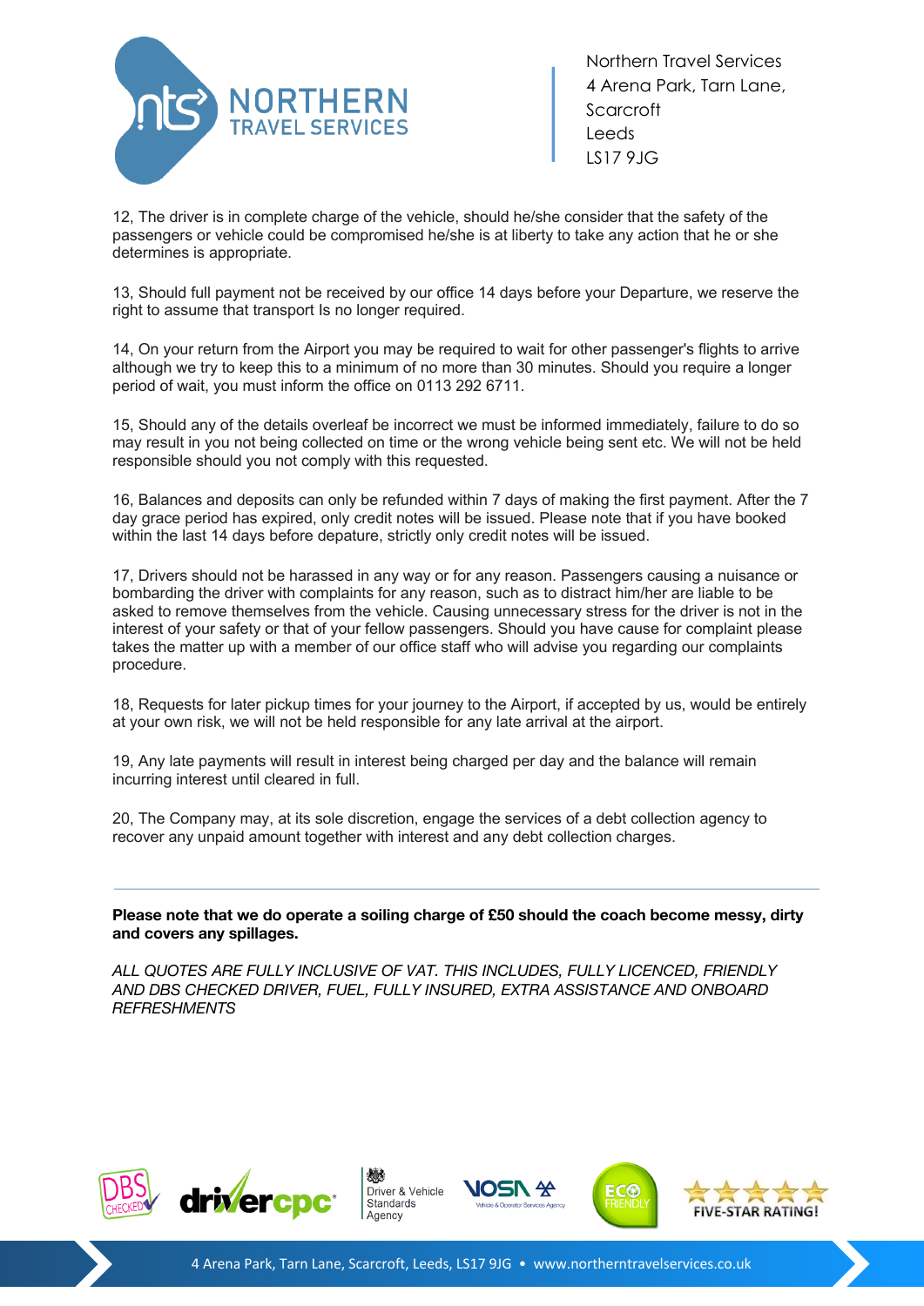Northern Travel Services
4 Arena Park, Tarn Lane,
Scarcroft
Leeds
LS17 9JG

12, The driver is in complete charge of the vehicle, should he/she consider that the safety of the passengers or vehicle could be compromised he/she is at liberty to take any action that he or she determines is appropriate.

13, Should full payment not be received by our office 14 days before your Departure, we reserve the right to assume that transport Is no longer required.

14, On your return from the Airport you may be required to wait for other passenger's flights to arrive although we try to keep this to a minimum of no more than 30 minutes. Should you require a longer period of wait, you must inform the office on 0113 292 6711.

15, Should any of the details overleaf be incorrect we must be informed immediately, failure to do so may result in you not being collected on time or the wrong vehicle being sent etc. We will not be held responsible should you not comply with this requested.

16, Balances and deposits can only be refunded within 7 days of making the first payment. After the 7 day grace period has expired, only credit notes will be issued. Please note that if you have booked within the last 14 days before depature, strictly only credit notes will be issued.

17, Drivers should not be harassed in any way or for any reason. Passengers causing a nuisance or bombarding the driver with complaints for any reason, such as to distract him/her are liable to be asked to remove themselves from the vehicle. Causing unnecessary stress for the driver is not in the interest of your safety or that of your fellow passengers. Should you have cause for complaint please takes the matter up with a member of our office staff who will advise you regarding our complaints procedure.

18, Requests for later pickup times for your journey to the Airport, if accepted by us, would be entirely at your own risk, we will not be held responsible for any late arrival at the airport.

19, Any late payments will result in interest being charged per day and the balance will remain incurring interest until cleared in full.

20, The Company may, at its sole discretion, engage the services of a debt collection agency to recover any unpaid amount together with interest and any debt collection charges.

---

**Please note that we do operate a soiling charge of £50 should the coach become messy, dirty and covers any spillages.**

*ALL QUOTES ARE FULLY INCLUSIVE OF VAT. THIS INCLUDES, FULLY LICENCED, FRIENDLY AND DBS CHECKED DRIVER, FUEL, FULLY INSURED, EXTRA ASSISTANCE AND ONBOARD REFRESHMENTS*

4 Arena Park, Tarn Lane, Scarcroft, Leeds, LS17 9JG • www.northerntravelservices.co.uk